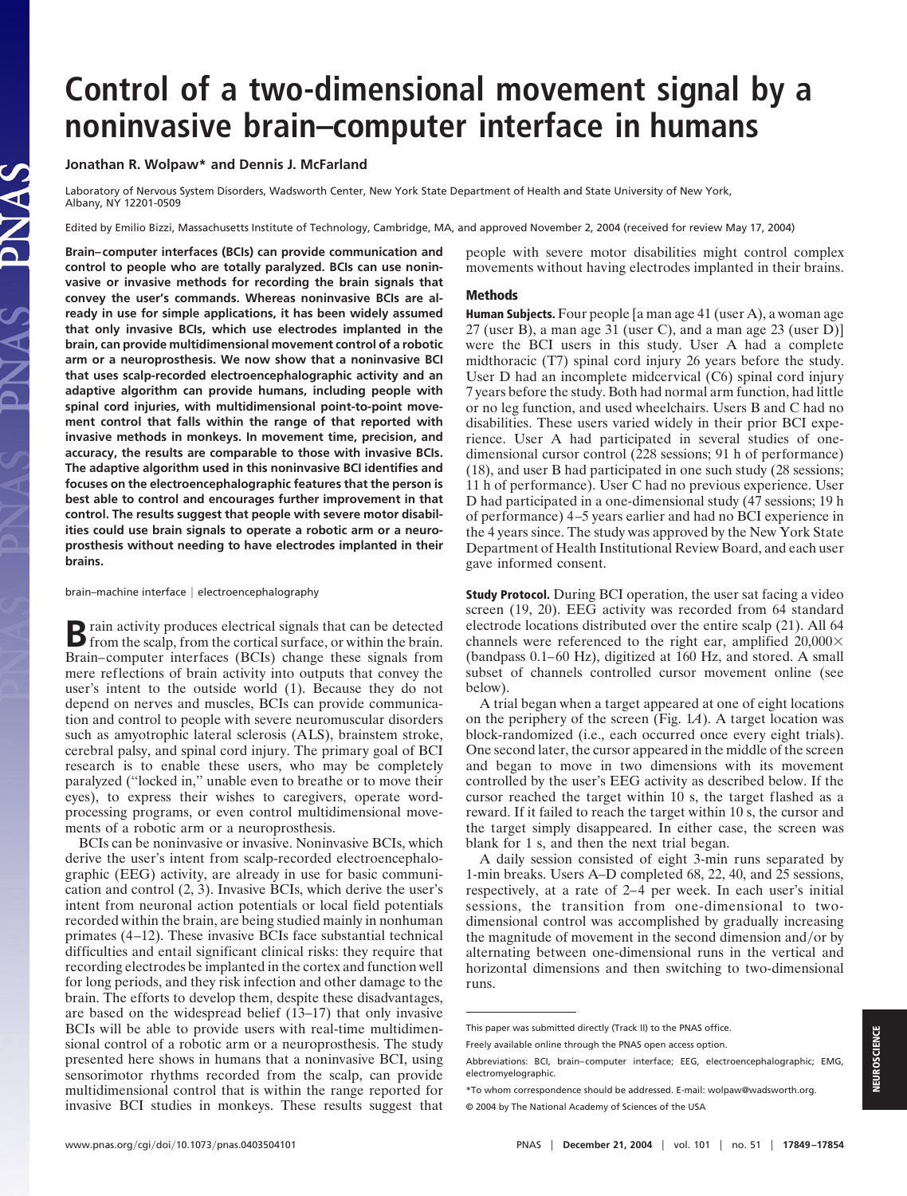# Control of a two-dimensional movement signal by a noninvasive brain–computer interface in humans

**Jonathan R. Wolpaw\* and Dennis J. McFarland**

Laboratory of Nervous System Disorders, Wadsworth Center, New York State Department of Health and State University of New York, Albany, NY 12201-0509

Edited by Emilio Bizzi, Massachusetts Institute of Technology, Cambridge, MA, and approved November 2, 2004 (received for review May 17, 2004)

**Brain–computer interfaces (BCIs) can provide communication and control to people who are totally paralyzed. BCIs can use noninvasive or invasive methods for recording the brain signals that convey the user's commands. Whereas noninvasive BCIs are already in use for simple applications, it has been widely assumed that only invasive BCIs, which use electrodes implanted in the brain, can provide multidimensional movement control of a robotic arm or a neuroprosthesis. We now show that a noninvasive BCI that uses scalp-recorded electroencephalographic activity and an adaptive algorithm can provide humans, including people with spinal cord injuries, with multidimensional point-to-point movement control that falls within the range of that reported with invasive methods in monkeys. In movement time, precision, and accuracy, the results are comparable to those with invasive BCIs. The adaptive algorithm used in this noninvasive BCI identifies and focuses on the electroencephalographic features that the person is best able to control and encourages further improvement in that control. The results suggest that people with severe motor disabilities could use brain signals to operate a robotic arm or a neuroprosthesis without needing to have electrodes implanted in their brains.**

brain–machine interface | electroencephalography

Brain activity produces electrical signals that can be detected from the scalp, from the cortical surface, or within the brain. Brain–computer interfaces (BCIs) change these signals from mere reflections of brain activity into outputs that convey the user's intent to the outside world (1). Because they do not depend on nerves and muscles, BCIs can provide communication and control to people with severe neuromuscular disorders such as amyotrophic lateral sclerosis (ALS), brainstem stroke, cerebral palsy, and spinal cord injury. The primary goal of BCI research is to enable these users, who may be completely paralyzed ("locked in," unable even to breathe or to move their eyes), to express their wishes to caregivers, operate word-processing programs, or even control multidimensional movements of a robotic arm or a neuroprosthesis.

BCIs can be noninvasive or invasive. Noninvasive BCIs, which derive the user's intent from scalp-recorded electroencephalographic (EEG) activity, are already in use for basic communication and control (2, 3). Invasive BCIs, which derive the user's intent from neuronal action potentials or local field potentials recorded within the brain, are being studied mainly in nonhuman primates (4–12). These invasive BCIs face substantial technical difficulties and entail significant clinical risks: they require that recording electrodes be implanted in the cortex and function well for long periods, and they risk infection and other damage to the brain. The efforts to develop them, despite these disadvantages, are based on the widespread belief (13–17) that only invasive BCIs will be able to provide users with real-time multidimensional control of a robotic arm or a neuroprosthesis. The study presented here shows in humans that a noninvasive BCI, using sensorimotor rhythms recorded from the scalp, can provide multidimensional control that is within the range reported for invasive BCI studies in monkeys. These results suggest that people with severe motor disabilities might control complex movements without having electrodes implanted in their brains.

## Methods

**Human Subjects.** Four people [a man age 41 (user A), a woman age 27 (user B), a man age 31 (user C), and a man age 23 (user D)] were the BCI users in this study. User A had a complete midthoracic (T7) spinal cord injury 26 years before the study. User D had an incomplete midcervical (C6) spinal cord injury 7 years before the study. Both had normal arm function, had little or no leg function, and used wheelchairs. Users B and C had no disabilities. These users varied widely in their prior BCI experience. User A had participated in several studies of one-dimensional cursor control (228 sessions; 91 h of performance) (18), and user B had participated in one such study (28 sessions; 11 h of performance). User C had no previous experience. User D had participated in a one-dimensional study (47 sessions; 19 h of performance) 4–5 years earlier and had no BCI experience in the 4 years since. The study was approved by the New York State Department of Health Institutional Review Board, and each user gave informed consent.

**Study Protocol.** During BCI operation, the user sat facing a video screen (19, 20). EEG activity was recorded from 64 standard electrode locations distributed over the entire scalp (21). All 64 channels were referenced to the right ear, amplified 20,000× (bandpass 0.1–60 Hz), digitized at 160 Hz, and stored. A small subset of channels controlled cursor movement online (see below).

A trial began when a target appeared at one of eight locations on the periphery of the screen (Fig. 1*A*). A target location was block-randomized (i.e., each occurred once every eight trials). One second later, the cursor appeared in the middle of the screen and began to move in two dimensions with its movement controlled by the user's EEG activity as described below. If the cursor reached the target within 10 s, the target flashed as a reward. If it failed to reach the target within 10 s, the cursor and the target simply disappeared. In either case, the screen was blank for 1 s, and then the next trial began.

A daily session consisted of eight 3-min runs separated by 1-min breaks. Users A–D completed 68, 22, 40, and 25 sessions, respectively, at a rate of 2–4 per week. In each user's initial sessions, the transition from one-dimensional to two-dimensional control was accomplished by gradually increasing the magnitude of movement in the second dimension and/or by alternating between one-dimensional runs in the vertical and horizontal dimensions and then switching to two-dimensional runs.

This paper was submitted directly (Track II) to the PNAS office.

Freely available online through the PNAS open access option.

Abbreviations: BCI, brain–computer interface; EEG, electroencephalographic; EMG, electromyelographic.

\*To whom correspondence should be addressed. E-mail: wolpaw@wadsworth.org.

© 2004 by The National Academy of Sciences of the USA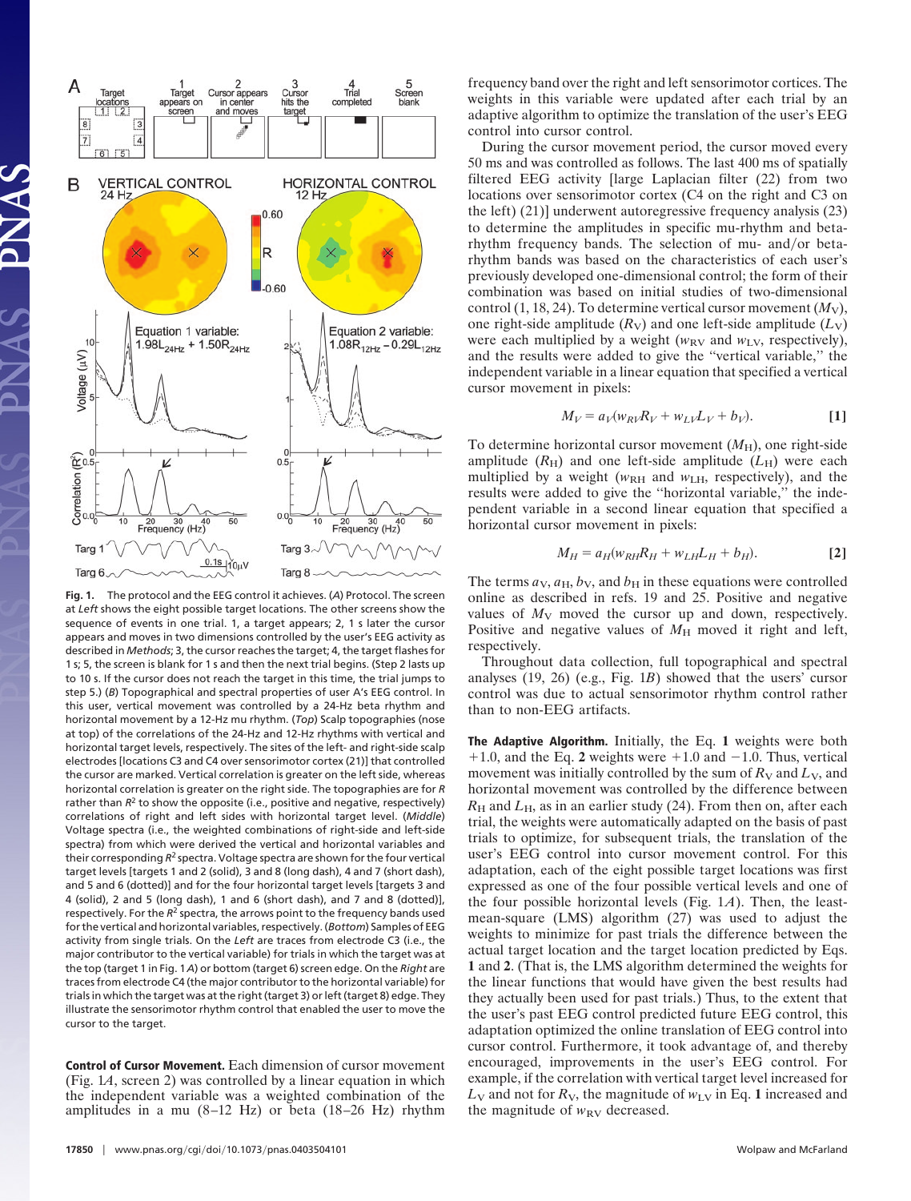**Fig. 1.** The protocol and the EEG control it achieves. (*A*) Protocol. The screen at *Left* shows the eight possible target locations. The other screens show the sequence of events in one trial. 1, a target appears; 2, 1 s later the cursor appears and moves in two dimensions controlled by the user's EEG activity as described in *Methods*; 3, the cursor reaches the target; 4, the target flashes for 1 s; 5, the screen is blank for 1 s and then the next trial begins. (Step 2 lasts up to 10 s. If the cursor does not reach the target in this time, the trial jumps to step 5.) (*B*) Topographical and spectral properties of user A's EEG control. In this user, vertical movement was controlled by a 24-Hz beta rhythm and horizontal movement by a 12-Hz mu rhythm. (*Top*) Scalp topographies (nose at top) of the correlations of the 24-Hz and 12-Hz rhythms with vertical and horizontal target levels, respectively. The sites of the left- and right-side scalp electrodes [locations C3 and C4 over sensorimotor cortex (21)] that controlled the cursor are marked. Vertical correlation is greater on the left side, whereas horizontal correlation is greater on the right side. The topographies are for *R* rather than $R^2$ to show the opposite (i.e., positive and negative, respectively) correlations of right and left sides with horizontal target level. (*Middle*) Voltage spectra (i.e., the weighted combinations of right-side and left-side spectra) from which were derived the vertical and horizontal variables and their corresponding $R^2$ spectra. Voltage spectra are shown for the four vertical target levels [targets 1 and 2 (solid), 3 and 8 (long dash), 4 and 7 (short dash), and 5 and 6 (dotted)] and for the four horizontal target levels [targets 3 and 4 (solid), 2 and 5 (long dash), 1 and 6 (short dash), and 7 and 8 (dotted)], respectively. For the $R^2$ spectra, the arrows point to the frequency bands used for the vertical and horizontal variables, respectively. (*Bottom*) Samples of EEG activity from single trials. On the *Left* are traces from electrode C3 (i.e., the major contributor to the vertical variable) for trials in which the target was at the top (target 1 in Fig. 1*A*) or bottom (target 6) screen edge. On the *Right* are traces from electrode C4 (the major contributor to the horizontal variable) for trials in which the target was at the right (target 3) or left (target 8) edge. They illustrate the sensorimotor rhythm control that enabled the user to move the cursor to the target.

**Control of Cursor Movement.** Each dimension of cursor movement (Fig. 1*A*, screen 2) was controlled by a linear equation in which the independent variable was a weighted combination of the amplitudes in a mu (8–12 Hz) or beta (18–26 Hz) rhythm frequency band over the right and left sensorimotor cortices. The weights in this variable were updated after each trial by an adaptive algorithm to optimize the translation of the user's EEG control into cursor control.

During the cursor movement period, the cursor moved every 50 ms and was controlled as follows. The last 400 ms of spatially filtered EEG activity [large Laplacian filter (22) from two locations over sensorimotor cortex (C4 on the right and C3 on the left) (21)] underwent autoregressive frequency analysis (23) to determine the amplitudes in specific mu-rhythm and beta-rhythm frequency bands. The selection of mu- and/or beta-rhythm bands was based on the characteristics of each user's previously developed one-dimensional control; the form of their combination was based on initial studies of two-dimensional control (1, 18, 24). To determine vertical cursor movement ($M_V$), one right-side amplitude ($R_V$) and one left-side amplitude ($L_V$) were each multiplied by a weight ($w_{RV}$ and $w_{LV}$, respectively), and the results were added to give the "vertical variable," the independent variable in a linear equation that specified a vertical cursor movement in pixels:

$$M_V = a_V(w_{RV}R_V + w_{LV}L_V + b_V). \qquad [1]$$

To determine horizontal cursor movement ($M_H$), one right-side amplitude ($R_H$) and one left-side amplitude ($L_H$) were each multiplied by a weight ($w_{RH}$ and $w_{LH}$, respectively), and the results were added to give the "horizontal variable," the independent variable in a second linear equation that specified a horizontal cursor movement in pixels:

$$M_H = a_H(w_{RH}R_H + w_{LH}L_H + b_H). \qquad [2]$$

The terms $a_V$, $a_H$, $b_V$, and $b_H$ in these equations were controlled online as described in refs. 19 and 25. Positive and negative values of $M_V$ moved the cursor up and down, respectively. Positive and negative values of $M_H$ moved it right and left, respectively.

Throughout data collection, full topographical and spectral analyses (19, 26) (e.g., Fig. 1*B*) showed that the users' cursor control was due to actual sensorimotor rhythm control rather than to non-EEG artifacts.

**The Adaptive Algorithm.** Initially, the Eq. **1** weights were both +1.0, and the Eq. **2** weights were +1.0 and −1.0. Thus, vertical movement was initially controlled by the sum of $R_V$ and $L_V$, and horizontal movement was controlled by the difference between $R_H$ and $L_H$, as in an earlier study (24). From then on, after each trial, the weights were automatically adapted on the basis of past trials to optimize, for subsequent trials, the translation of the user's EEG control into cursor movement control. For this adaptation, each of the eight possible target locations was first expressed as one of the four possible vertical levels and one of the four possible horizontal levels (Fig. 1*A*). Then, the least-mean-square (LMS) algorithm (27) was used to adjust the weights to minimize for past trials the difference between the actual target location and the target location predicted by Eqs. **1** and **2**. (That is, the LMS algorithm determined the weights for the linear functions that would have given the best results had they actually been used for past trials.) Thus, to the extent that the user's past EEG control predicted future EEG control, this adaptation optimized the online translation of EEG control into cursor control. Furthermore, it took advantage of, and thereby encouraged, improvements in the user's EEG control. For example, if the correlation with vertical target level increased for $L_V$ and not for $R_V$, the magnitude of $w_{LV}$ in Eq. **1** increased and the magnitude of $w_{RV}$ decreased.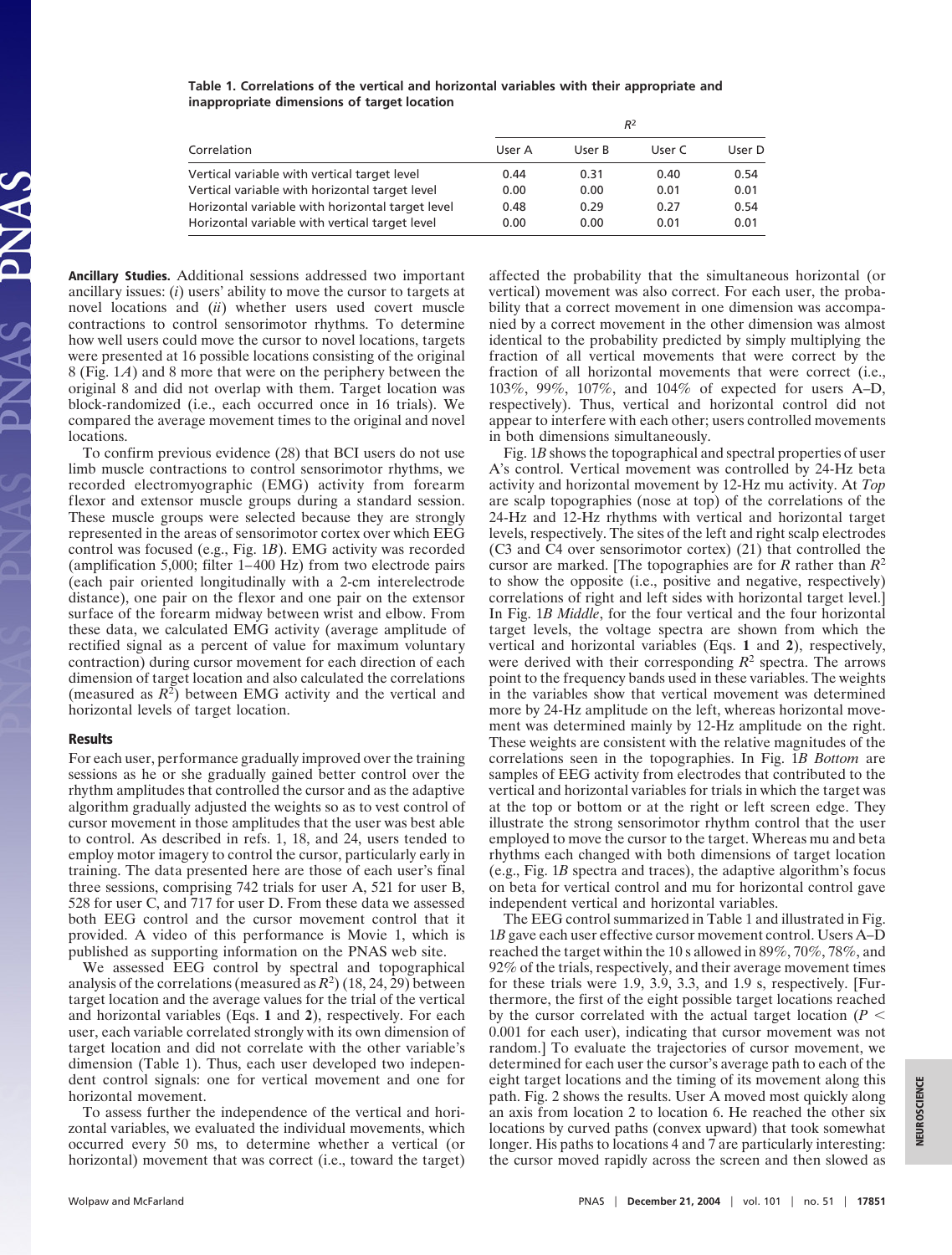**Table 1. Correlations of the vertical and horizontal variables with their appropriate and inappropriate dimensions of target location**

| Correlation | $R^2$ | | | |
|---|---|---|---|---|
| | User A | User B | User C | User D |
| Vertical variable with vertical target level | 0.44 | 0.31 | 0.40 | 0.54 |
| Vertical variable with horizontal target level | 0.00 | 0.00 | 0.01 | 0.01 |
| Horizontal variable with horizontal target level | 0.48 | 0.29 | 0.27 | 0.54 |
| Horizontal variable with vertical target level | 0.00 | 0.00 | 0.01 | 0.01 |

**Ancillary Studies.** Additional sessions addressed two important ancillary issues: (*i*) users' ability to move the cursor to targets at novel locations and (*ii*) whether users used covert muscle contractions to control sensorimotor rhythms. To determine how well users could move the cursor to novel locations, targets were presented at 16 possible locations consisting of the original 8 (Fig. 1*A*) and 8 more that were on the periphery between the original 8 and did not overlap with them. Target location was block-randomized (i.e., each occurred once in 16 trials). We compared the average movement times to the original and novel locations.

To confirm previous evidence (28) that BCI users do not use limb muscle contractions to control sensorimotor rhythms, we recorded electromyographic (EMG) activity from forearm flexor and extensor muscle groups during a standard session. These muscle groups were selected because they are strongly represented in the areas of sensorimotor cortex over which EEG control was focused (e.g., Fig. 1*B*). EMG activity was recorded (amplification 5,000; filter 1–400 Hz) from two electrode pairs (each pair oriented longitudinally with a 2-cm interelectrode distance), one pair on the flexor and one pair on the extensor surface of the forearm midway between wrist and elbow. From these data, we calculated EMG activity (average amplitude of rectified signal as a percent of value for maximum voluntary contraction) during cursor movement for each direction of each dimension of target location and also calculated the correlations (measured as $R^2$) between EMG activity and the vertical and horizontal levels of target location.

## Results

For each user, performance gradually improved over the training sessions as he or she gradually gained better control over the rhythm amplitudes that controlled the cursor and as the adaptive algorithm gradually adjusted the weights so as to vest control of cursor movement in those amplitudes that the user was best able to control. As described in refs. 1, 18, and 24, users tended to employ motor imagery to control the cursor, particularly early in training. The data presented here are those of each user's final three sessions, comprising 742 trials for user A, 521 for user B, 528 for user C, and 717 for user D. From these data we assessed both EEG control and the cursor movement control that it provided. A video of this performance is Movie 1, which is published as supporting information on the PNAS web site.

We assessed EEG control by spectral and topographical analysis of the correlations (measured as $R^2$) (18, 24, 29) between target location and the average values for the trial of the vertical and horizontal variables (Eqs. **1** and **2**), respectively. For each user, each variable correlated strongly with its own dimension of target location and did not correlate with the other variable's dimension (Table 1). Thus, each user developed two independent control signals: one for vertical movement and one for horizontal movement.

To assess further the independence of the vertical and horizontal variables, we evaluated the individual movements, which occurred every 50 ms, to determine whether a vertical (or horizontal) movement that was correct (i.e., toward the target) affected the probability that the simultaneous horizontal (or vertical) movement was also correct. For each user, the probability that a correct movement in one dimension was accompanied by a correct movement in the other dimension was almost identical to the probability predicted by simply multiplying the fraction of all vertical movements that were correct by the fraction of all horizontal movements that were correct (i.e., 103%, 99%, 107%, and 104% of expected for users A–D, respectively). Thus, vertical and horizontal control did not appear to interfere with each other; users controlled movements in both dimensions simultaneously.

Fig. 1*B* shows the topographical and spectral properties of user A's control. Vertical movement was controlled by 24-Hz beta activity and horizontal movement by 12-Hz mu activity. At *Top* are scalp topographies (nose at top) of the correlations of the 24-Hz and 12-Hz rhythms with vertical and horizontal target levels, respectively. The sites of the left and right scalp electrodes (C3 and C4 over sensorimotor cortex) (21) that controlled the cursor are marked. [The topographies are for $R$ rather than $R^2$ to show the opposite (i.e., positive and negative, respectively) correlations of right and left sides with horizontal target level.] In Fig. 1*B Middle*, for the four vertical and the four horizontal target levels, the voltage spectra are shown from which the vertical and horizontal variables (Eqs. **1** and **2**), respectively, were derived with their corresponding $R^2$ spectra. The arrows point to the frequency bands used in these variables. The weights in the variables show that vertical movement was determined more by 24-Hz amplitude on the left, whereas horizontal movement was determined mainly by 12-Hz amplitude on the right. These weights are consistent with the relative magnitudes of the correlations seen in the topographies. In Fig. 1*B Bottom* are samples of EEG activity from electrodes that contributed to the vertical and horizontal variables for trials in which the target was at the top or bottom or at the right or left screen edge. They illustrate the strong sensorimotor rhythm control that the user employed to move the cursor to the target. Whereas mu and beta rhythms each changed with both dimensions of target location (e.g., Fig. 1*B* spectra and traces), the adaptive algorithm's focus on beta for vertical control and mu for horizontal control gave independent vertical and horizontal variables.

The EEG control summarized in Table 1 and illustrated in Fig. 1*B* gave each user effective cursor movement control. Users A–D reached the target within the 10 s allowed in 89%, 70%, 78%, and 92% of the trials, respectively, and their average movement times for these trials were 1.9, 3.9, 3.3, and 1.9 s, respectively. [Furthermore, the first of the eight possible target locations reached by the cursor correlated with the actual target location ($P < 0.001$ for each user), indicating that cursor movement was not random.] To evaluate the trajectories of cursor movement, we determined for each user the cursor's average path to each of the eight target locations and the timing of its movement along this path. Fig. 2 shows the results. User A moved most quickly along an axis from location 2 to location 6. He reached the other six locations by curved paths (convex upward) that took somewhat longer. His paths to locations 4 and 7 are particularly interesting: the cursor moved rapidly across the screen and then slowed as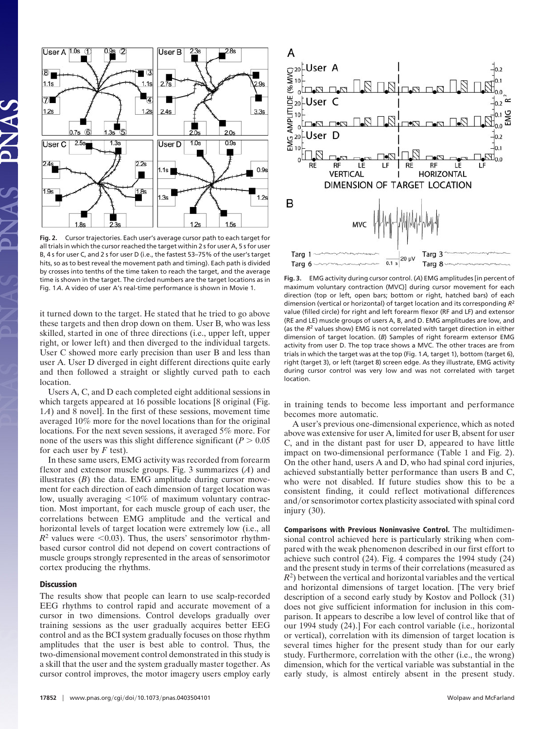Fig. 2. Cursor trajectories. Each user's average cursor path to each target for all trials in which the cursor reached the target within 2 s for user A, 5 s for user B, 4 s for user C, and 2 s for user D (i.e., the fastest 53–75% of the user's target hits, so as to best reveal the movement path and timing). Each path is divided by crosses into tenths of the time taken to reach the target, and the average time is shown in the target. The circled numbers are the target locations as in Fig. 1*A*. A video of user A's real-time performance is shown in Movie 1.

it turned down to the target. He stated that he tried to go above these targets and then drop down on them. User B, who was less skilled, started in one of three directions (i.e., upper left, upper right, or lower left) and then diverged to the individual targets. User C showed more early precision than user B and less than user A. User D diverged in eight different directions quite early and then followed a straight or slightly curved path to each location.

Users A, C, and D each completed eight additional sessions in which targets appeared at 16 possible locations [8 original (Fig. 1*A*) and 8 novel]. In the first of these sessions, movement time averaged 10% more for the novel locations than for the original locations. For the next seven sessions, it averaged 5% more. For none of the users was this slight difference significant ($P > 0.05$ for each user by $F$ test).

In these same users, EMG activity was recorded from forearm flexor and extensor muscle groups. Fig. 3 summarizes (*A*) and illustrates (*B*) the data. EMG amplitude during cursor movement for each direction of each dimension of target location was low, usually averaging <10% of maximum voluntary contraction. Most important, for each muscle group of each user, the correlations between EMG amplitude and the vertical and horizontal levels of target location were extremely low (i.e., all $R^2$ values were <0.03). Thus, the users' sensorimotor rhythm-based cursor control did not depend on covert contractions of muscle groups strongly represented in the areas of sensorimotor cortex producing the rhythms.

## Discussion

The results show that people can learn to use scalp-recorded EEG rhythms to control rapid and accurate movement of a cursor in two dimensions. Control develops gradually over training sessions as the user gradually acquires better EEG control and as the BCI system gradually focuses on those rhythm amplitudes that the user is best able to control. Thus, the two-dimensional movement control demonstrated in this study is a skill that the user and the system gradually master together. As cursor control improves, the motor imagery users employ early in training tends to become less important and performance becomes more automatic.

A user's previous one-dimensional experience, which as noted above was extensive for user A, limited for user B, absent for user C, and in the distant past for user D, appeared to have little impact on two-dimensional performance (Table 1 and Fig. 2). On the other hand, users A and D, who had spinal cord injuries, achieved substantially better performance than users B and C, who were not disabled. If future studies show this to be a consistent finding, it could reflect motivational differences and/or sensorimotor cortex plasticity associated with spinal cord injury (30).

Fig. 3. EMG activity during cursor control. (*A*) EMG amplitudes [in percent of maximum voluntary contraction (MVC)] during cursor movement for each direction (top or left, open bars; bottom or right, hatched bars) of each dimension (vertical or horizontal) of target location and its corresponding $R^2$ value (filled circle) for right and left forearm flexor (RF and LF) and extensor (RE and LE) muscle groups of users A, B, and D. EMG amplitudes are low, and (as the $R^2$ values show) EMG is not correlated with target direction in either dimension of target location. (*B*) Samples of right forearm extensor EMG activity from user D. The top trace shows a MVC. The other traces are from trials in which the target was at the top (Fig. 1*A*, target 1), bottom (target 6), right (target 3), or left (target 8) screen edge. As they illustrate, EMG activity during cursor control was very low and was not correlated with target location.

**Comparisons with Previous Noninvasive Control.** The multidimensional control achieved here is particularly striking when compared with the weak phenomenon described in our first effort to achieve such control (24). Fig. 4 compares the 1994 study (24) and the present study in terms of their correlations (measured as $R^2$) between the vertical and horizontal variables and the vertical and horizontal dimensions of target location. [The very brief description of a second early study by Kostov and Pollock (31) does not give sufficient information for inclusion in this comparison. It appears to describe a low level of control like that of our 1994 study (24).] For each control variable (i.e., horizontal or vertical), correlation with its dimension of target location is several times higher for the present study than for our early study. Furthermore, correlation with the other (i.e., the wrong) dimension, which for the vertical variable was substantial in the early study, is almost entirely absent in the present study.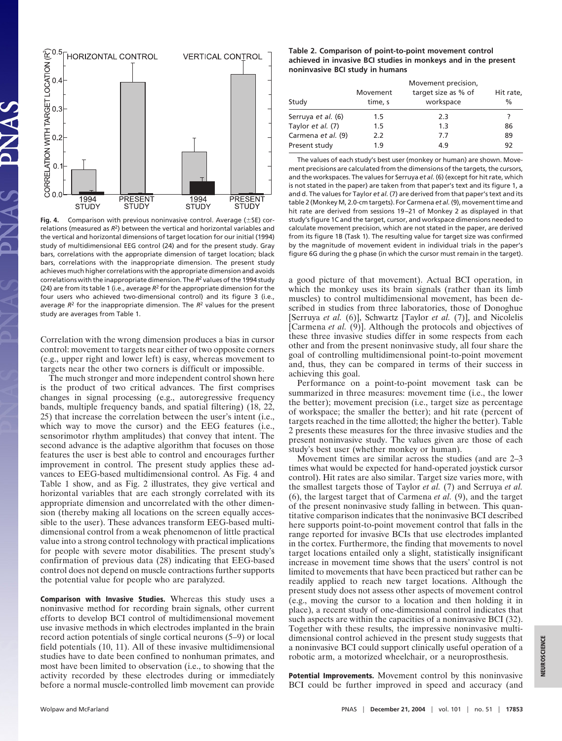Fig. 4. Comparison with previous noninvasive control. Average (±SE) correlations (measured as $R^2$) between the vertical and horizontal variables and the vertical and horizontal dimensions of target location for our initial (1994) study of multidimensional EEG control (24) and for the present study. Gray bars, correlations with the appropriate dimension of target location; black bars, correlations with the inappropriate dimension. The present study achieves much higher correlations with the appropriate dimension and avoids correlations with the inappropriate dimension. The $R^2$ values of the 1994 study (24) are from its table 1 (i.e., average $R^2$ for the appropriate dimension for the four users who achieved two-dimensional control) and its figure 3 (i.e., average $R^2$ for the inappropriate dimension. The $R^2$ values for the present study are averages from Table 1.

Correlation with the wrong dimension produces a bias in cursor control: movement to targets near either of two opposite corners (e.g., upper right and lower left) is easy, whereas movement to targets near the other two corners is difficult or impossible.

The much stronger and more independent control shown here is the product of two critical advances. The first comprises changes in signal processing (e.g., autoregressive frequency bands, multiple frequency bands, and spatial filtering) (18, 22, 25) that increase the correlation between the user's intent (i.e., which way to move the cursor) and the EEG features (i.e., sensorimotor rhythm amplitudes) that convey that intent. The second advance is the adaptive algorithm that focuses on those features the user is best able to control and encourages further improvement in control. The present study applies these advances to EEG-based multidimensional control. As Fig. 4 and Table 1 show, and as Fig. 2 illustrates, they give vertical and horizontal variables that are each strongly correlated with its appropriate dimension and uncorrelated with the other dimension (thereby making all locations on the screen equally accessible to the user). These advances transform EEG-based multidimensional control from a weak phenomenon of little practical value into a strong control technology with practical implications for people with severe motor disabilities. The present study's confirmation of previous data (28) indicating that EEG-based control does not depend on muscle contractions further supports the potential value for people who are paralyzed.

**Comparison with Invasive Studies.** Whereas this study uses a noninvasive method for recording brain signals, other current efforts to develop BCI control of multidimensional movement use invasive methods in which electrodes implanted in the brain record action potentials of single cortical neurons (5–9) or local field potentials (10, 11). All of these invasive multidimensional studies have to date been confined to nonhuman primates, and most have been limited to observation (i.e., to showing that the activity recorded by these electrodes during or immediately before a normal muscle-controlled limb movement can provide a good picture of that movement). Actual BCI operation, in which the monkey uses its brain signals (rather than its limb muscles) to control multidimensional movement, has been described in studies from three laboratories, those of Donoghue [Serruya *et al.* (6)], Schwartz [Taylor *et al.* (7)], and Nicolelis [Carmena *et al.* (9)]. Although the protocols and objectives of these three invasive studies differ in some respects from each other and from the present noninvasive study, all four share the goal of controlling multidimensional point-to-point movement and, thus, they can be compared in terms of their success in achieving this goal.

Performance on a point-to-point movement task can be summarized in three measures: movement time (i.e., the lower the better); movement precision (i.e., target size as percentage of workspace; the smaller the better); and hit rate (percent of targets reached in the time allotted; the higher the better). Table 2 presents these measures for the three invasive studies and the present noninvasive study. The values given are those of each study's best user (whether monkey or human).

Movement times are similar across the studies (and are 2–3 times what would be expected for hand-operated joystick cursor control). Hit rates are also similar. Target size varies more, with the smallest targets those of Taylor *et al.* (7) and Serruya *et al.* (6), the largest target that of Carmena *et al.* (9), and the target of the present noninvasive study falling in between. This quantitative comparison indicates that the noninvasive BCI described here supports point-to-point movement control that falls in the range reported for invasive BCIs that use electrodes implanted in the cortex. Furthermore, the finding that movements to novel target locations entailed only a slight, statistically insignificant increase in movement time shows that the users' control is not limited to movements that have been practiced but rather can be readily applied to reach new target locations. Although the present study does not assess other aspects of movement control (e.g., moving the cursor to a location and then holding it in place), a recent study of one-dimensional control indicates that such aspects are within the capacities of a noninvasive BCI (32). Together with these results, the impressive noninvasive multidimensional control achieved in the present study suggests that a noninvasive BCI could support clinically useful operation of a robotic arm, a motorized wheelchair, or a neuroprosthesis.

**Table 2. Comparison of point-to-point movement control achieved in invasive BCI studies in monkeys and in the present noninvasive BCI study in humans**

| Study | Movement time, s | Movement precision, target size as % of workspace | Hit rate, % |
|---|---|---|---|
| Serruya *et al.* (6) | 1.5 | 2.3 | ? |
| Taylor *et al.* (7) | 1.5 | 1.3 | 86 |
| Carmena *et al.* (9) | 2.2 | 7.7 | 89 |
| Present study | 1.9 | 4.9 | 92 |

The values of each study's best user (monkey or human) are shown. Movement precisions are calculated from the dimensions of the targets, the cursors, and the workspaces. The values for Serruya *et al.* (6) (except for hit rate, which is not stated in the paper) are taken from that paper's text and its figure 1, a and d. The values for Taylor *et al.* (7) are derived from that paper's text and its table 2 (Monkey M, 2.0-cm targets). For Carmena *et al.* (9), movement time and hit rate are derived from sessions 19–21 of Monkey 2 as displayed in that study's figure 1C and the target, cursor, and workspace dimensions needed to calculate movement precision, which are not stated in the paper, are derived from its figure 1B (Task 1). The resulting value for target size was confirmed by the magnitude of movement evident in individual trials in the paper's figure 6G during the g phase (in which the cursor must remain in the target).

**Potential Improvements.** Movement control by this noninvasive BCI could be further improved in speed and accuracy (and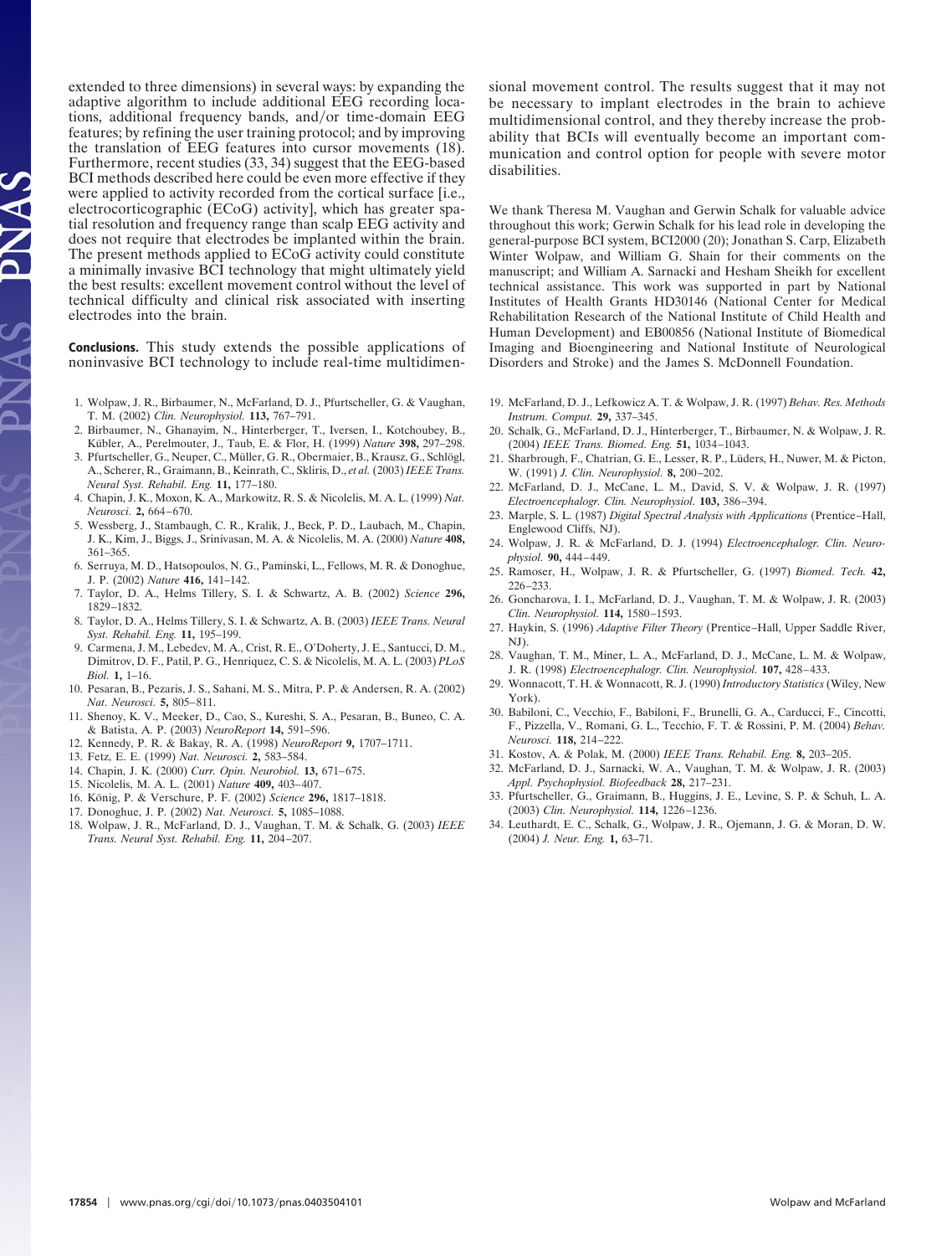extended to three dimensions) in several ways: by expanding the adaptive algorithm to include additional EEG recording locations, additional frequency bands, and/or time-domain EEG features; by refining the user training protocol; and by improving the translation of EEG features into cursor movements (18). Furthermore, recent studies (33, 34) suggest that the EEG-based BCI methods described here could be even more effective if they were applied to activity recorded from the cortical surface [i.e., electrocorticographic (ECoG) activity], which has greater spatial resolution and frequency range than scalp EEG activity and does not require that electrodes be implanted within the brain. The present methods applied to ECoG activity could constitute a minimally invasive BCI technology that might ultimately yield the best results: excellent movement control without the level of technical difficulty and clinical risk associated with inserting electrodes into the brain.

**Conclusions.** This study extends the possible applications of noninvasive BCI technology to include real-time multidimensional movement control. The results suggest that it may not be necessary to implant electrodes in the brain to achieve multidimensional control, and they thereby increase the probability that BCIs will eventually become an important communication and control option for people with severe motor disabilities.

We thank Theresa M. Vaughan and Gerwin Schalk for valuable advice throughout this work; Gerwin Schalk for his lead role in developing the general-purpose BCI system, BCI2000 (20); Jonathan S. Carp, Elizabeth Winter Wolpaw, and William G. Shain for their comments on the manuscript; and William A. Sarnacki and Hesham Sheikh for excellent technical assistance. This work was supported in part by National Institutes of Health Grants HD30146 (National Center for Medical Rehabilitation Research of the National Institute of Child Health and Human Development) and EB00856 (National Institute of Biomedical Imaging and Bioengineering and National Institute of Neurological Disorders and Stroke) and the James S. McDonnell Foundation.

1. Wolpaw, J. R., Birbaumer, N., McFarland, D. J., Pfurtscheller, G. & Vaughan, T. M. (2002) *Clin. Neurophysiol.* **113,** 767–791.
2. Birbaumer, N., Ghanayim, N., Hinterberger, T., Iversen, I., Kotchoubey, B., Kübler, A., Perelmouter, J., Taub, E. & Flor, H. (1999) *Nature* **398,** 297–298.
3. Pfurtscheller, G., Neuper, C., Müller, G. R., Obermaier, B., Krausz, G., Schlögl, A., Scherer, R., Graimann, B., Keinrath, C., Skliris, D., *et al.* (2003) *IEEE Trans. Neural Syst. Rehabil. Eng.* **11,** 177–180.
4. Chapin, J. K., Moxon, K. A., Markowitz, R. S. & Nicolelis, M. A. L. (1999) *Nat. Neurosci.* **2,** 664–670.
5. Wessberg, J., Stambaugh, C. R., Kralik, J., Beck, P. D., Laubach, M., Chapin, J. K., Kim, J., Biggs, J., Srinivasan, M. A. & Nicolelis, M. A. (2000) *Nature* **408,** 361–365.
6. Serruya, M. D., Hatsopoulos, N. G., Paminski, L., Fellows, M. R. & Donoghue, J. P. (2002) *Nature* **416,** 141–142.
7. Taylor, D. A., Helms Tillery, S. I. & Schwartz, A. B. (2002) *Science* **296,** 1829–1832.
8. Taylor, D. A., Helms Tillery, S. I. & Schwartz, A. B. (2003) *IEEE Trans. Neural Syst. Rehabil. Eng.* **11,** 195–199.
9. Carmena, J. M., Lebedev, M. A., Crist, R. E., O'Doherty, J. E., Santucci, D. M., Dimitrov, D. F., Patil, P. G., Henriquez, C. S. & Nicolelis, M. A. L. (2003) *PLoS Biol.* **1,** 1–16.
10. Pesaran, B., Pezaris, J. S., Sahani, M. S., Mitra, P. P. & Andersen, R. A. (2002) *Nat. Neurosci.* **5,** 805–811.
11. Shenoy, K. V., Meeker, D., Cao, S., Kureshi, S. A., Pesaran, B., Buneo, C. A. & Batista, A. P. (2003) *NeuroReport* **14,** 591–596.
12. Kennedy, P. R. & Bakay, R. A. (1998) *NeuroReport* **9,** 1707–1711.
13. Fetz, E. E. (1999) *Nat. Neurosci.* **2,** 583–584.
14. Chapin, J. K. (2000) *Curr. Opin. Neurobiol.* **13,** 671–675.
15. Nicolelis, M. A. L. (2001) *Nature* **409,** 403–407.
16. König, P. & Verschure, P. F. (2002) *Science* **296,** 1817–1818.
17. Donoghue, J. P. (2002) *Nat. Neurosci.* **5,** 1085–1088.
18. Wolpaw, J. R., McFarland, D. J., Vaughan, T. M. & Schalk, G. (2003) *IEEE Trans. Neural Syst. Rehabil. Eng.* **11,** 204–207.
19. McFarland, D. J., Lefkowicz A. T. & Wolpaw, J. R. (1997) *Behav. Res. Methods Instrum. Comput.* **29,** 337–345.
20. Schalk, G., McFarland, D. J., Hinterberger, T., Birbaumer, N. & Wolpaw, J. R. (2004) *IEEE Trans. Biomed. Eng.* **51,** 1034–1043.
21. Sharbrough, F., Chatrian, G. E., Lesser, R. P., Lüders, H., Nuwer, M. & Picton, W. (1991) *J. Clin. Neurophysiol.* **8,** 200–202.
22. McFarland, D. J., McCane, L. M., David, S. V. & Wolpaw, J. R. (1997) *Electroencephalogr. Clin. Neurophysiol.* **103,** 386–394.
23. Marple, S. L. (1987) *Digital Spectral Analysis with Applications* (Prentice–Hall, Englewood Cliffs, NJ).
24. Wolpaw, J. R. & McFarland, D. J. (1994) *Electroencephalogr. Clin. Neurophysiol.* **90,** 444–449.
25. Ramoser, H., Wolpaw, J. R. & Pfurtscheller, G. (1997) *Biomed. Tech.* **42,** 226–233.
26. Goncharova, I. I., McFarland, D. J., Vaughan, T. M. & Wolpaw, J. R. (2003) *Clin. Neurophysiol.* **114,** 1580–1593.
27. Haykin, S. (1996) *Adaptive Filter Theory* (Prentice–Hall, Upper Saddle River, NJ).
28. Vaughan, T. M., Miner, L. A., McFarland, D. J., McCane, L. M. & Wolpaw, J. R. (1998) *Electroencephalogr. Clin. Neurophysiol.* **107,** 428–433.
29. Wonnacott, T. H. & Wonnacott, R. J. (1990) *Introductory Statistics* (Wiley, New York).
30. Babiloni, C., Vecchio, F., Babiloni, F., Brunelli, G. A., Carducci, F., Cincotti, F., Pizzella, V., Romani, G. L., Tecchio, F. T. & Rossini, P. M. (2004) *Behav. Neurosci.* **118,** 214–222.
31. Kostov, A. & Polak, M. (2000) *IEEE Trans. Rehabil. Eng.* **8,** 203–205.
32. McFarland, D. J., Sarnacki, W. A., Vaughan, T. M. & Wolpaw, J. R. (2003) *Appl. Psychophysiol. Biofeedback* **28,** 217–231.
33. Pfurtscheller, G., Graimann, B., Huggins, J. E., Levine, S. P. & Schuh, L. A. (2003) *Clin. Neurophysiol.* **114,** 1226–1236.
34. Leuthardt, E. C., Schalk, G., Wolpaw, J. R., Ojemann, J. G. & Moran, D. W. (2004) *J. Neur. Eng.* **1,** 63–71.